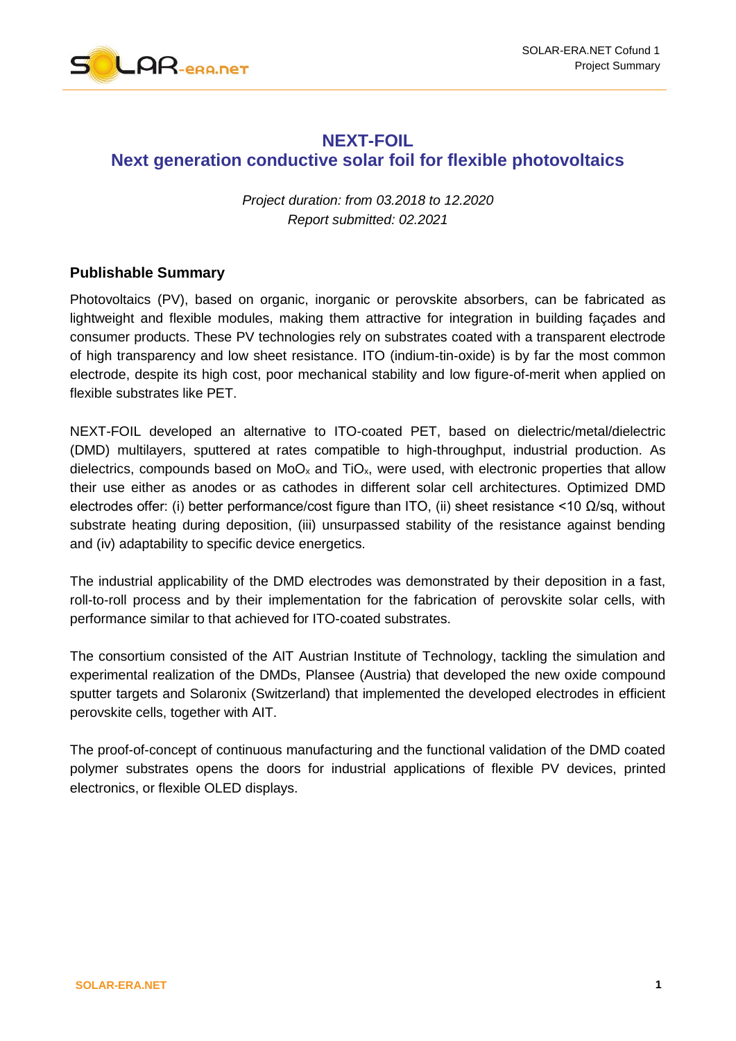# NEXT-FOIL

# Next generation conductive solar foil for flexible photovoltaics

*Project duration: from 03.2018 to 12.2020*

*Report submitted: 02.2021*

## Publishable Summary

Photovoltaics (PV), based on organic, inorganic or perovskite absorbers, can be fabricated as lightweight and flexible modules, making them attractive for integration in building façades and consumer products. These PV technologies rely on substrates coated with a transparent electrode of high transparency and low sheet resistance. ITO (indium-tin-oxide) is by far the most common electrode, despite its high cost, poor mechanical stability and low figure-of-merit when applied on flexible substrates like PET.

NEXT-FOIL developed an alternative to ITO-coated PET, based on dielectric/metal/dielectric (DMD) multilayers, sputtered at rates compatible to high-throughput, industrial production. As dielectrics, compounds based on $MoO_x$ and $TiO_x$, were used, with electronic properties that allow their use either as anodes or as cathodes in different solar cell architectures. Optimized DMD electrodes offer: (i) better performance/cost figure than ITO, (ii) sheet resistance <10 Ω/sq, without substrate heating during deposition, (iii) unsurpassed stability of the resistance against bending and (iv) adaptability to specific device energetics.

The industrial applicability of the DMD electrodes was demonstrated by their deposition in a fast, roll-to-roll process and by their implementation for the fabrication of perovskite solar cells, with performance similar to that achieved for ITO-coated substrates.

The consortium consisted of the AIT Austrian Institute of Technology, tackling the simulation and experimental realization of the DMDs, Plansee (Austria) that developed the new oxide compound sputter targets and Solaronix (Switzerland) that implemented the developed electrodes in efficient perovskite cells, together with AIT.

The proof-of-concept of continuous manufacturing and the functional validation of the DMD coated polymer substrates opens the doors for industrial applications of flexible PV devices, printed electronics, or flexible OLED displays.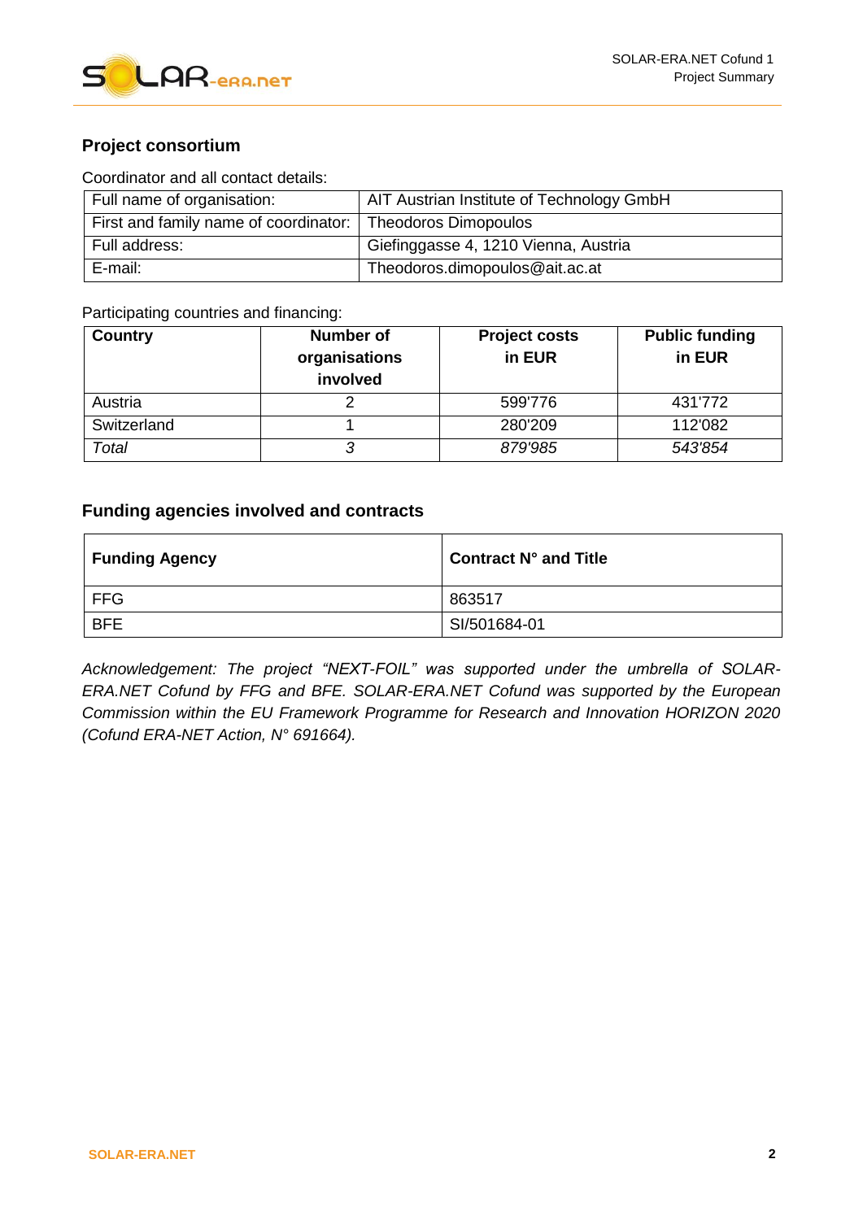## Project consortium

Coordinator and all contact details:

| | |
|---|---|
| Full name of organisation: | AIT Austrian Institute of Technology GmbH |
| First and family name of coordinator: | Theodoros Dimopoulos |
| Full address: | Giefinggasse 4, 1210 Vienna, Austria |
| E-mail: | Theodoros.dimopoulos@ait.ac.at |

Participating countries and financing:

| Country | Number of organisations involved | Project costs in EUR | Public funding in EUR |
|---|---|---|---|
| Austria | 2 | 599'776 | 431'772 |
| Switzerland | 1 | 280'209 | 112'082 |
| *Total* | *3* | *879'985* | *543'854* |

## Funding agencies involved and contracts

| Funding Agency | Contract N° and Title |
|---|---|
| FFG | 863517 |
| BFE | SI/501684-01 |

*Acknowledgement: The project "NEXT-FOIL" was supported under the umbrella of SOLAR-ERA.NET Cofund by FFG and BFE. SOLAR-ERA.NET Cofund was supported by the European Commission within the EU Framework Programme for Research and Innovation HORIZON 2020 (Cofund ERA-NET Action, N° 691664).*